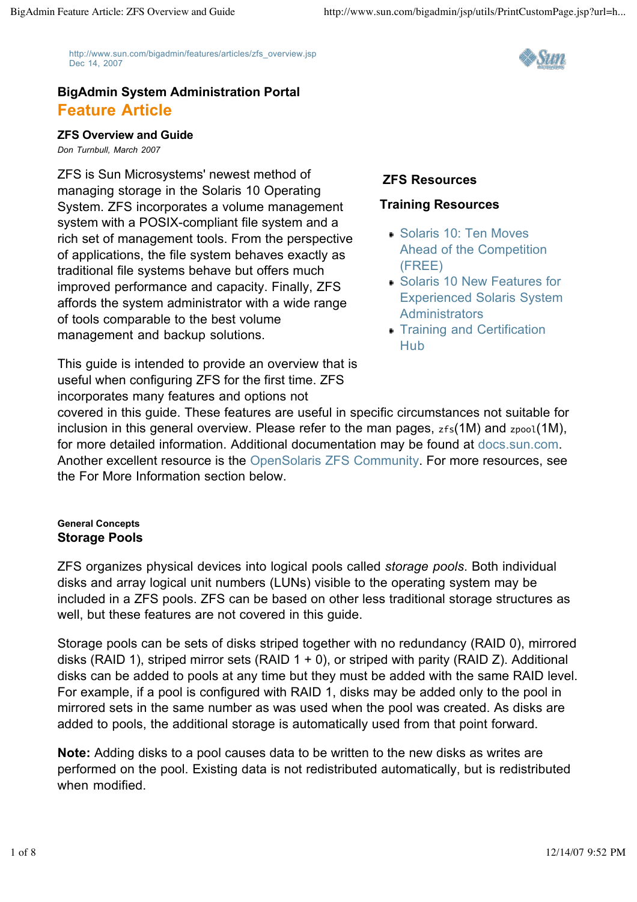http://www.sun.com/bigadmin/features/articles/zfs_overview.jsp
Dec 14, 2007

**BigAdmin System Administration Portal**

## Feature Article

### ZFS Overview and Guide

*Don Turnbull, March 2007*

ZFS is Sun Microsystems' newest method of managing storage in the Solaris 10 Operating System. ZFS incorporates a volume management system with a POSIX-compliant file system and a rich set of management tools. From the perspective of applications, the file system behaves exactly as traditional file systems behave but offers much improved performance and capacity. Finally, ZFS affords the system administrator with a wide range of tools comparable to the best volume management and backup solutions.

**ZFS Resources**

**Training Resources**

- Solaris 10: Ten Moves Ahead of the Competition (FREE)
- Solaris 10 New Features for Experienced Solaris System Administrators
- Training and Certification Hub

This guide is intended to provide an overview that is useful when configuring ZFS for the first time. ZFS incorporates many features and options not covered in this guide. These features are useful in specific circumstances not suitable for inclusion in this general overview. Please refer to the man pages, `zfs`(1M) and `zpool`(1M), for more detailed information. Additional documentation may be found at docs.sun.com. Another excellent resource is the OpenSolaris ZFS Community. For more resources, see the For More Information section below.

#### General Concepts

### Storage Pools

ZFS organizes physical devices into logical pools called *storage pools*. Both individual disks and array logical unit numbers (LUNs) visible to the operating system may be included in a ZFS pools. ZFS can be based on other less traditional storage structures as well, but these features are not covered in this guide.

Storage pools can be sets of disks striped together with no redundancy (RAID 0), mirrored disks (RAID 1), striped mirror sets (RAID 1 + 0), or striped with parity (RAID Z). Additional disks can be added to pools at any time but they must be added with the same RAID level. For example, if a pool is configured with RAID 1, disks may be added only to the pool in mirrored sets in the same number as was used when the pool was created. As disks are added to pools, the additional storage is automatically used from that point forward.

**Note:** Adding disks to a pool causes data to be written to the new disks as writes are performed on the pool. Existing data is not redistributed automatically, but is redistributed when modified.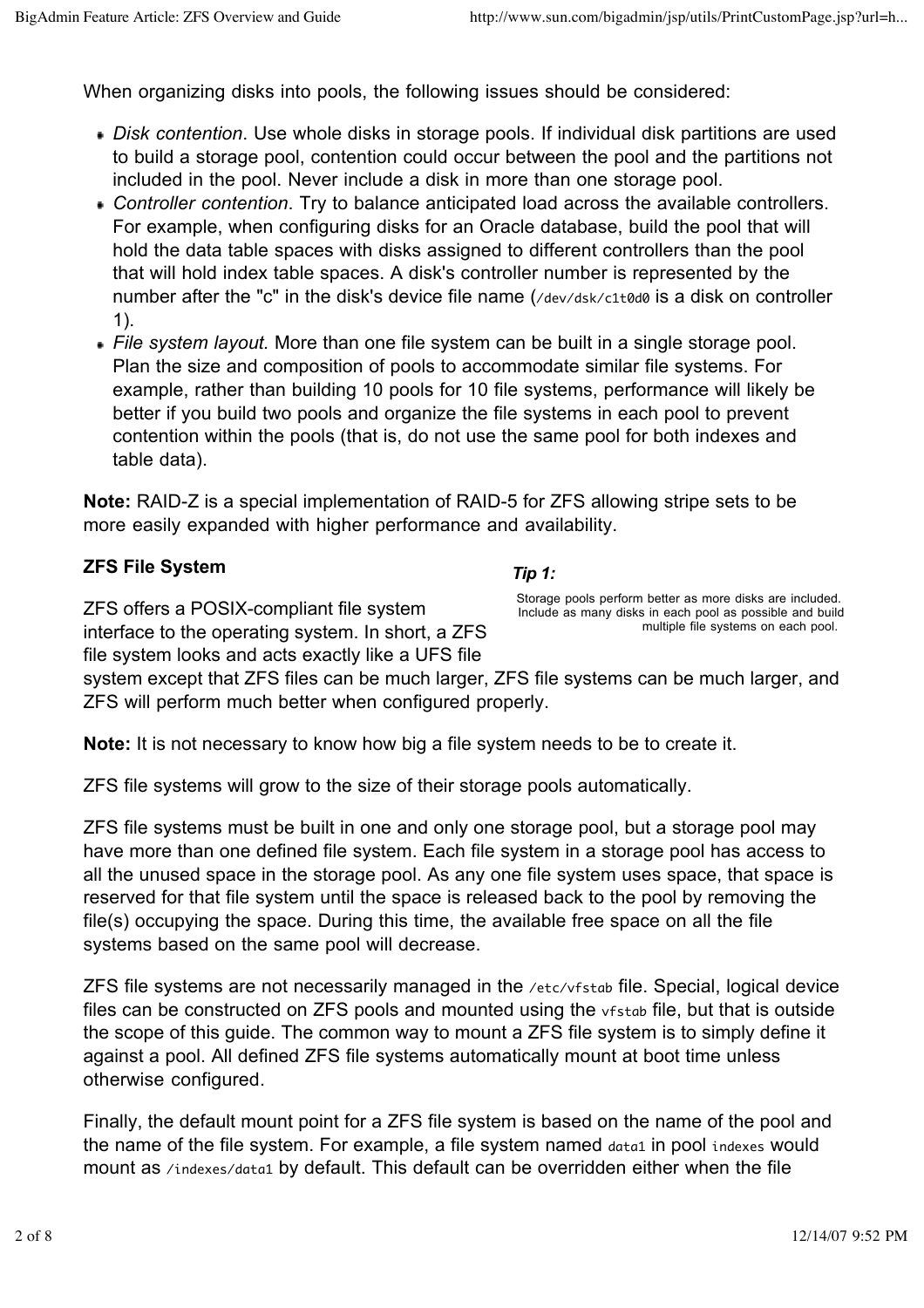When organizing disks into pools, the following issues should be considered:

- *Disk contention*. Use whole disks in storage pools. If individual disk partitions are used to build a storage pool, contention could occur between the pool and the partitions not included in the pool. Never include a disk in more than one storage pool.
- *Controller contention*. Try to balance anticipated load across the available controllers. For example, when configuring disks for an Oracle database, build the pool that will hold the data table spaces with disks assigned to different controllers than the pool that will hold index table spaces. A disk's controller number is represented by the number after the "c" in the disk's device file name (`/dev/dsk/c1t0d0` is a disk on controller 1).
- *File system layout.* More than one file system can be built in a single storage pool. Plan the size and composition of pools to accommodate similar file systems. For example, rather than building 10 pools for 10 file systems, performance will likely be better if you build two pools and organize the file systems in each pool to prevent contention within the pools (that is, do not use the same pool for both indexes and table data).

**Note:** RAID-Z is a special implementation of RAID-5 for ZFS allowing stripe sets to be more easily expanded with higher performance and availability.

**ZFS File System**

***Tip 1:***

Storage pools perform better as more disks are included. Include as many disks in each pool as possible and build multiple file systems on each pool.

ZFS offers a POSIX-compliant file system interface to the operating system. In short, a ZFS file system looks and acts exactly like a UFS file system except that ZFS files can be much larger, ZFS file systems can be much larger, and ZFS will perform much better when configured properly.

**Note:** It is not necessary to know how big a file system needs to be to create it.

ZFS file systems will grow to the size of their storage pools automatically.

ZFS file systems must be built in one and only one storage pool, but a storage pool may have more than one defined file system. Each file system in a storage pool has access to all the unused space in the storage pool. As any one file system uses space, that space is reserved for that file system until the space is released back to the pool by removing the file(s) occupying the space. During this time, the available free space on all the file systems based on the same pool will decrease.

ZFS file systems are not necessarily managed in the `/etc/vfstab` file. Special, logical device files can be constructed on ZFS pools and mounted using the `vfstab` file, but that is outside the scope of this guide. The common way to mount a ZFS file system is to simply define it against a pool. All defined ZFS file systems automatically mount at boot time unless otherwise configured.

Finally, the default mount point for a ZFS file system is based on the name of the pool and the name of the file system. For example, a file system named `data1` in pool `indexes` would mount as `/indexes/data1` by default. This default can be overridden either when the file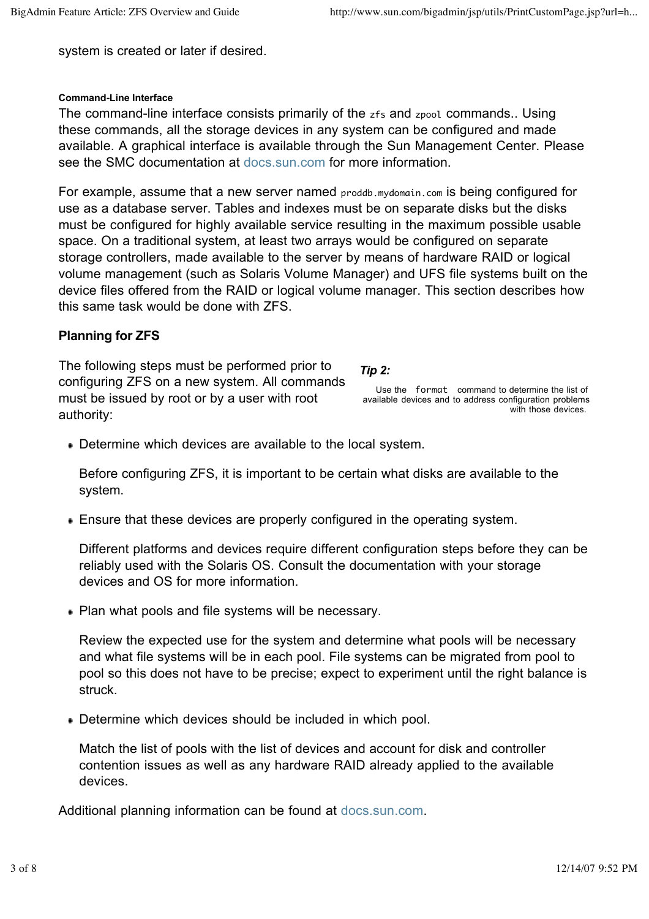system is created or later if desired.

#### Command-Line Interface

The command-line interface consists primarily of the `zfs` and `zpool` commands.. Using these commands, all the storage devices in any system can be configured and made available. A graphical interface is available through the Sun Management Center. Please see the SMC documentation at docs.sun.com for more information.

For example, assume that a new server named `proddb.mydomain.com` is being configured for use as a database server. Tables and indexes must be on separate disks but the disks must be configured for highly available service resulting in the maximum possible usable space. On a traditional system, at least two arrays would be configured on separate storage controllers, made available to the server by means of hardware RAID or logical volume management (such as Solaris Volume Manager) and UFS file systems built on the device files offered from the RAID or logical volume manager. This section describes how this same task would be done with ZFS.

### Planning for ZFS

The following steps must be performed prior to configuring ZFS on a new system. All commands must be issued by root or by a user with root authority:

***Tip 2:***

Use the `format` command to determine the list of available devices and to address configuration problems with those devices.

- Determine which devices are available to the local system.

  Before configuring ZFS, it is important to be certain what disks are available to the system.

- Ensure that these devices are properly configured in the operating system.

  Different platforms and devices require different configuration steps before they can be reliably used with the Solaris OS. Consult the documentation with your storage devices and OS for more information.

- Plan what pools and file systems will be necessary.

  Review the expected use for the system and determine what pools will be necessary and what file systems will be in each pool. File systems can be migrated from pool to pool so this does not have to be precise; expect to experiment until the right balance is struck.

- Determine which devices should be included in which pool.

  Match the list of pools with the list of devices and account for disk and controller contention issues as well as any hardware RAID already applied to the available devices.

Additional planning information can be found at docs.sun.com.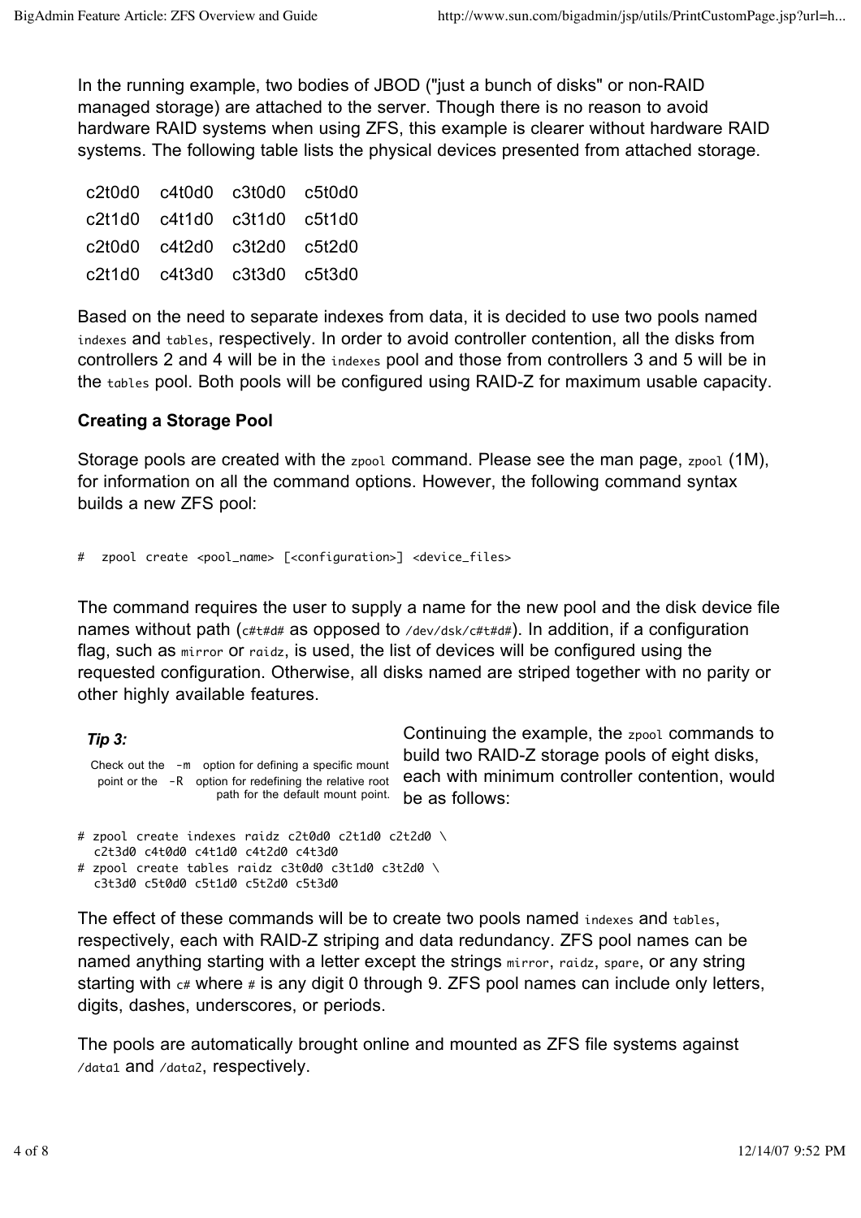In the running example, two bodies of JBOD ("just a bunch of disks" or non-RAID managed storage) are attached to the server. Though there is no reason to avoid hardware RAID systems when using ZFS, this example is clearer without hardware RAID systems. The following table lists the physical devices presented from attached storage.

| | | | |
|---|---|---|---|
| c2t0d0 | c4t0d0 | c3t0d0 | c5t0d0 |
| c2t1d0 | c4t1d0 | c3t1d0 | c5t1d0 |
| c2t0d0 | c4t2d0 | c3t2d0 | c5t2d0 |
| c2t1d0 | c4t3d0 | c3t3d0 | c5t3d0 |

Based on the need to separate indexes from data, it is decided to use two pools named `indexes` and `tables`, respectively. In order to avoid controller contention, all the disks from controllers 2 and 4 will be in the `indexes` pool and those from controllers 3 and 5 will be in the `tables` pool. Both pools will be configured using RAID-Z for maximum usable capacity.

### Creating a Storage Pool

Storage pools are created with the `zpool` command. Please see the man page, `zpool` (1M), for information on all the command options. However, the following command syntax builds a new ZFS pool:

```
#  zpool create <pool_name> [<configuration>] <device_files>
```

The command requires the user to supply a name for the new pool and the disk device file names without path (`c#t#d#` as opposed to `/dev/dsk/c#t#d#`). In addition, if a configuration flag, such as `mirror` or `raidz`, is used, the list of devices will be configured using the requested configuration. Otherwise, all disks named are striped together with no parity or other highly available features.

> ***Tip 3:***
>
> Check out the `-m` option for defining a specific mount point or the `-R` option for redefining the relative root path for the default mount point.

Continuing the example, the `zpool` commands to build two RAID-Z storage pools of eight disks, each with minimum controller contention, would be as follows:

```
# zpool create indexes raidz c2t0d0 c2t1d0 c2t2d0 \
  c2t3d0 c4t0d0 c4t1d0 c4t2d0 c4t3d0
# zpool create tables raidz c3t0d0 c3t1d0 c3t2d0 \
  c3t3d0 c5t0d0 c5t1d0 c5t2d0 c5t3d0
```

The effect of these commands will be to create two pools named `indexes` and `tables`, respectively, each with RAID-Z striping and data redundancy. ZFS pool names can be named anything starting with a letter except the strings `mirror`, `raidz`, `spare`, or any string starting with `c#` where `#` is any digit 0 through 9. ZFS pool names can include only letters, digits, dashes, underscores, or periods.

The pools are automatically brought online and mounted as ZFS file systems against `/data1` and `/data2`, respectively.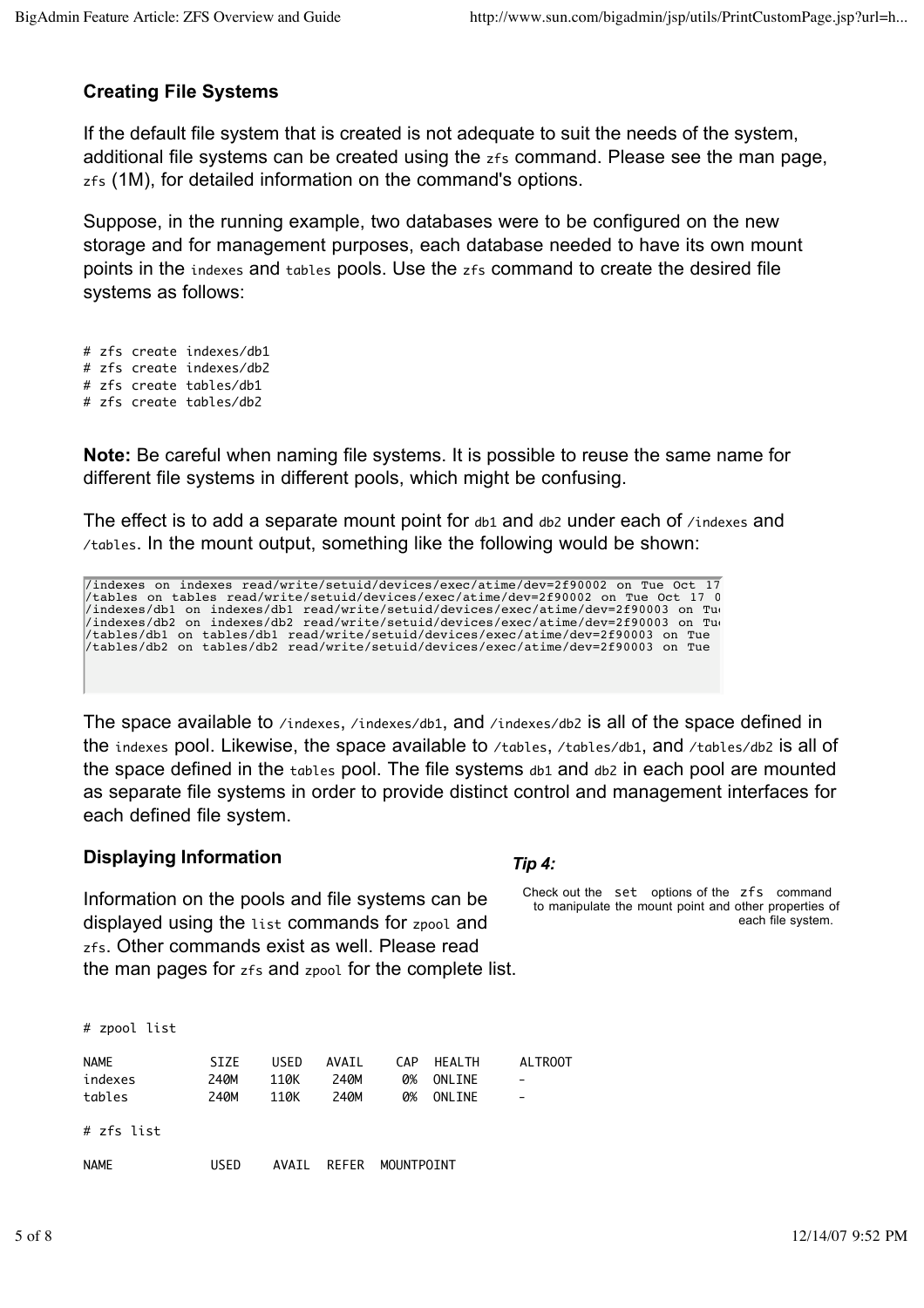### Creating File Systems

If the default file system that is created is not adequate to suit the needs of the system, additional file systems can be created using the `zfs` command. Please see the man page, `zfs` (1M), for detailed information on the command's options.

Suppose, in the running example, two databases were to be configured on the new storage and for management purposes, each database needed to have its own mount points in the `indexes` and `tables` pools. Use the `zfs` command to create the desired file systems as follows:

```
# zfs create indexes/db1
# zfs create indexes/db2
# zfs create tables/db1
# zfs create tables/db2
```

**Note:** Be careful when naming file systems. It is possible to reuse the same name for different file systems in different pools, which might be confusing.

The effect is to add a separate mount point for `db1` and `db2` under each of `/indexes` and `/tables`. In the mount output, something like the following would be shown:

```
/indexes on indexes read/write/setuid/devices/exec/atime/dev=2f90002 on Tue Oct 17
/tables on tables read/write/setuid/devices/exec/atime/dev=2f90002 on Tue Oct 17 0
/indexes/db1 on indexes/db1 read/write/setuid/devices/exec/atime/dev=2f90003 on Tu
/indexes/db2 on indexes/db2 read/write/setuid/devices/exec/atime/dev=2f90003 on Tu
/tables/db1 on tables/db1 read/write/setuid/devices/exec/atime/dev=2f90003 on Tue
/tables/db2 on tables/db2 read/write/setuid/devices/exec/atime/dev=2f90003 on Tue
```

The space available to `/indexes`, `/indexes/db1`, and `/indexes/db2` is all of the space defined in the `indexes` pool. Likewise, the space available to `/tables`, `/tables/db1`, and `/tables/db2` is all of the space defined in the `tables` pool. The file systems `db1` and `db2` in each pool are mounted as separate file systems in order to provide distinct control and management interfaces for each defined file system.

### Displaying Information

Information on the pools and file systems can be displayed using the `list` commands for `zpool` and `zfs`. Other commands exist as well. Please read the man pages for `zfs` and `zpool` for the complete list.

***Tip 4:***

Check out the `set` options of the `zfs` command to manipulate the mount point and other properties of each file system.

```
# zpool list

NAME          SIZE    USED   AVAIL    CAP  HEALTH     ALTROOT
indexes       240M    110K    240M     0%  ONLINE     -
tables        240M    110K    240M     0%  ONLINE     -

# zfs list

NAME          USED    AVAIL  REFER  MOUNTPOINT
```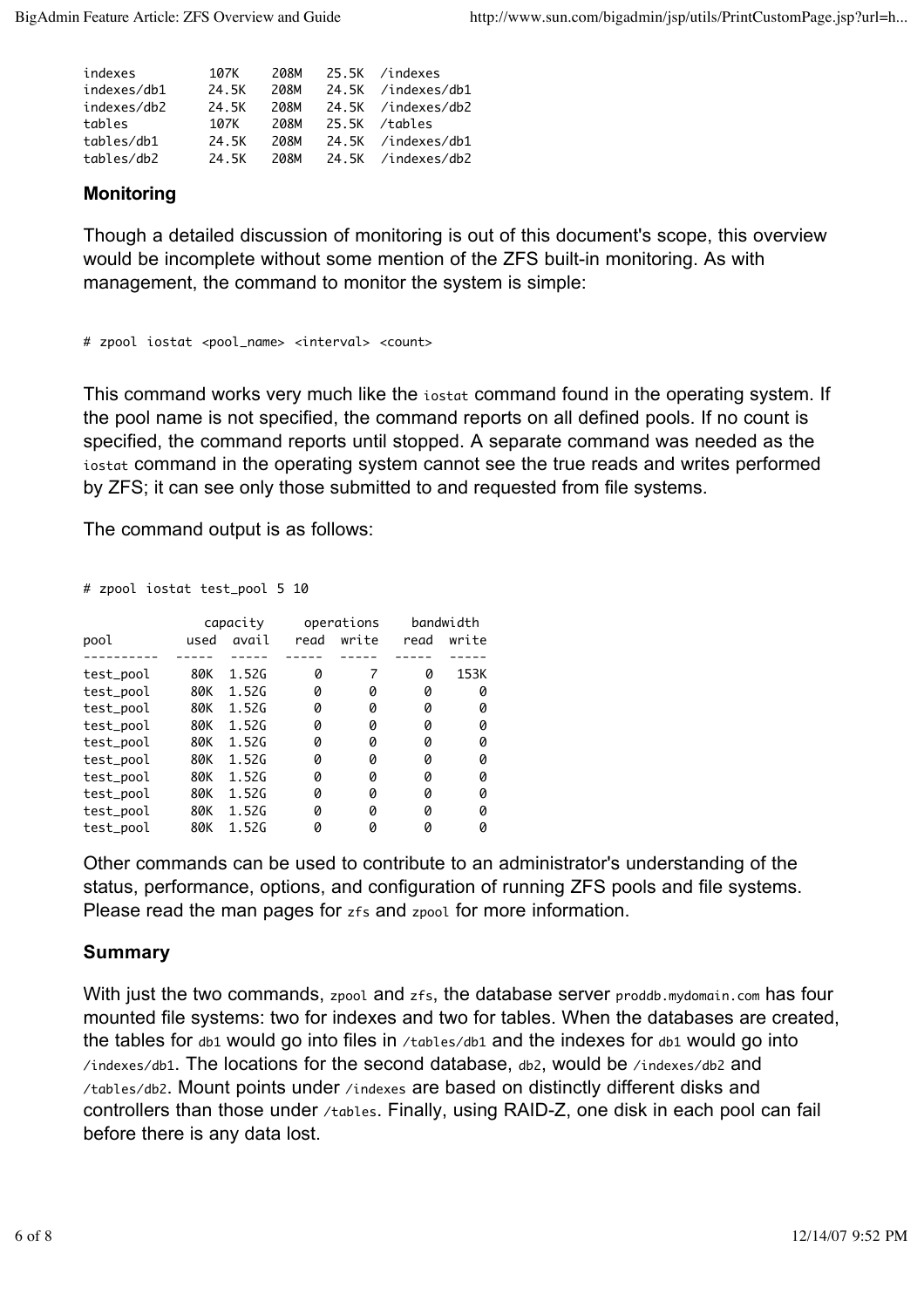```
indexes         107K    208M    25.5K  /indexes
indexes/db1     24.5K   208M    24.5K  /indexes/db1
indexes/db2     24.5K   208M    24.5K  /indexes/db2
tables          107K    208M    25.5K  /tables
tables/db1      24.5K   208M    24.5K  /indexes/db1
tables/db2      24.5K   208M    24.5K  /indexes/db2
```

### Monitoring

Though a detailed discussion of monitoring is out of this document's scope, this overview would be incomplete without some mention of the ZFS built-in monitoring. As with management, the command to monitor the system is simple:

```
# zpool iostat <pool_name> <interval> <count>
```

This command works very much like the `iostat` command found in the operating system. If the pool name is not specified, the command reports on all defined pools. If no count is specified, the command reports until stopped. A separate command was needed as the `iostat` command in the operating system cannot see the true reads and writes performed by ZFS; it can see only those submitted to and requested from file systems.

The command output is as follows:

```
# zpool iostat test_pool 5 10

               capacity     operations    bandwidth
pool         used  avail   read  write   read  write
----------  -----  -----  -----  -----  -----  -----
test_pool     80K  1.52G      0      7      0   153K
test_pool     80K  1.52G      0      0      0      0
test_pool     80K  1.52G      0      0      0      0
test_pool     80K  1.52G      0      0      0      0
test_pool     80K  1.52G      0      0      0      0
test_pool     80K  1.52G      0      0      0      0
test_pool     80K  1.52G      0      0      0      0
test_pool     80K  1.52G      0      0      0      0
test_pool     80K  1.52G      0      0      0      0
test_pool     80K  1.52G      0      0      0      0
```

Other commands can be used to contribute to an administrator's understanding of the status, performance, options, and configuration of running ZFS pools and file systems. Please read the man pages for `zfs` and `zpool` for more information.

### Summary

With just the two commands, `zpool` and `zfs`, the database server `proddb.mydomain.com` has four mounted file systems: two for indexes and two for tables. When the databases are created, the tables for `db1` would go into files in `/tables/db1` and the indexes for `db1` would go into `/indexes/db1`. The locations for the second database, `db2`, would be `/indexes/db2` and `/tables/db2`. Mount points under `/indexes` are based on distinctly different disks and controllers than those under `/tables`. Finally, using RAID-Z, one disk in each pool can fail before there is any data lost.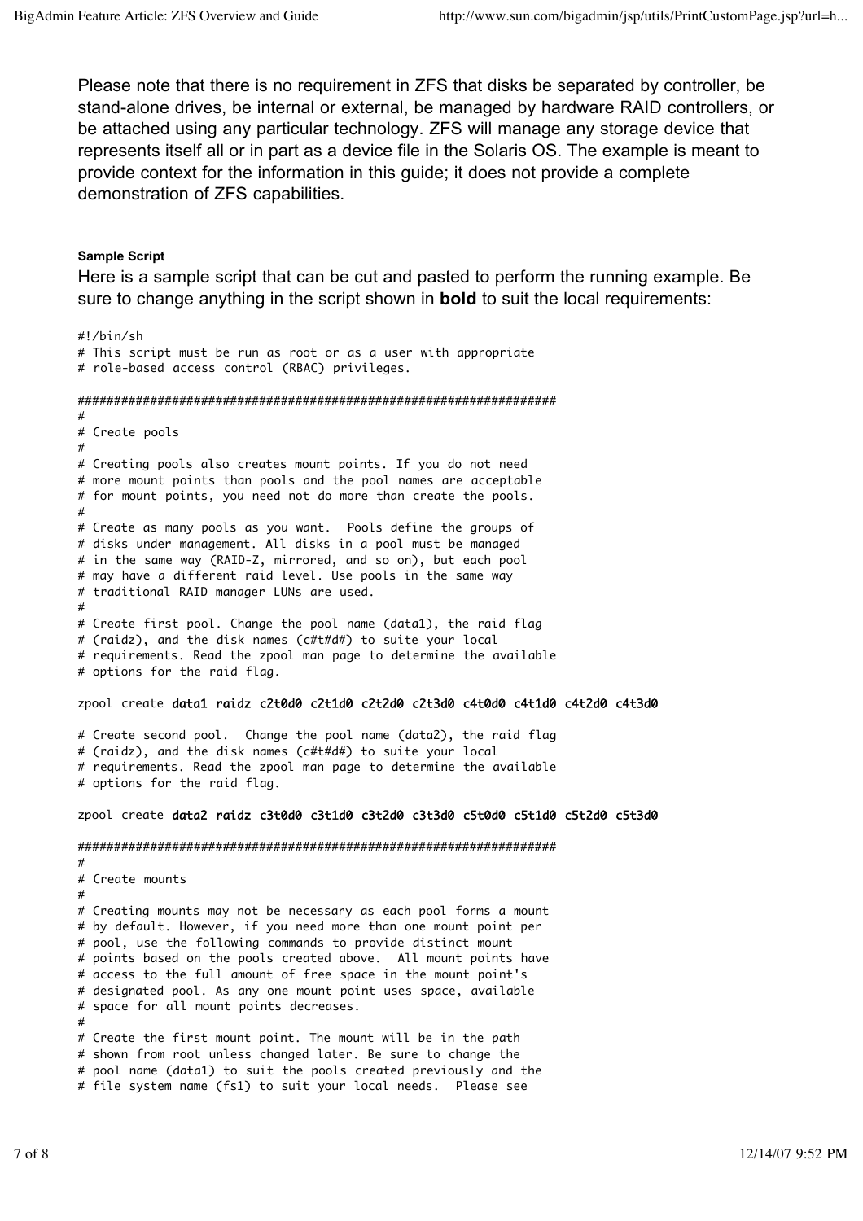Please note that there is no requirement in ZFS that disks be separated by controller, be stand-alone drives, be internal or external, be managed by hardware RAID controllers, or be attached using any particular technology. ZFS will manage any storage device that represents itself all or in part as a device file in the Solaris OS. The example is meant to provide context for the information in this guide; it does not provide a complete demonstration of ZFS capabilities.

#### Sample Script

Here is a sample script that can be cut and pasted to perform the running example. Be sure to change anything in the script shown in **bold** to suit the local requirements:

```
#!/bin/sh
# This script must be run as root or as a user with appropriate
# role-based access control (RBAC) privileges.

################################################################
#
# Create pools
#
# Creating pools also creates mount points. If you do not need
# more mount points than pools and the pool names are acceptable
# for mount points, you need not do more than create the pools.
#
# Create as many pools as you want.  Pools define the groups of
# disks under management. All disks in a pool must be managed
# in the same way (RAID-Z, mirrored, and so on), but each pool
# may have a different raid level. Use pools in the same way
# traditional RAID manager LUNs are used.
#
# Create first pool. Change the pool name (data1), the raid flag
# (raidz), and the disk names (c#t#d#) to suite your local
# requirements. Read the zpool man page to determine the available
# options for the raid flag.

zpool create data1 raidz c2t0d0 c2t1d0 c2t2d0 c2t3d0 c4t0d0 c4t1d0 c4t2d0 c4t3d0

# Create second pool.  Change the pool name (data2), the raid flag
# (raidz), and the disk names (c#t#d#) to suite your local
# requirements. Read the zpool man page to determine the available
# options for the raid flag.

zpool create data2 raidz c3t0d0 c3t1d0 c3t2d0 c3t3d0 c5t0d0 c5t1d0 c5t2d0 c5t3d0

################################################################
#
# Create mounts
#
# Creating mounts may not be necessary as each pool forms a mount
# by default. However, if you need more than one mount point per
# pool, use the following commands to provide distinct mount
# points based on the pools created above.  All mount points have
# access to the full amount of free space in the mount point's
# designated pool. As any one mount point uses space, available
# space for all mount points decreases.
#
# Create the first mount point. The mount will be in the path
# shown from root unless changed later. Be sure to change the
# pool name (data1) to suit the pools created previously and the
# file system name (fs1) to suit your local needs.  Please see
```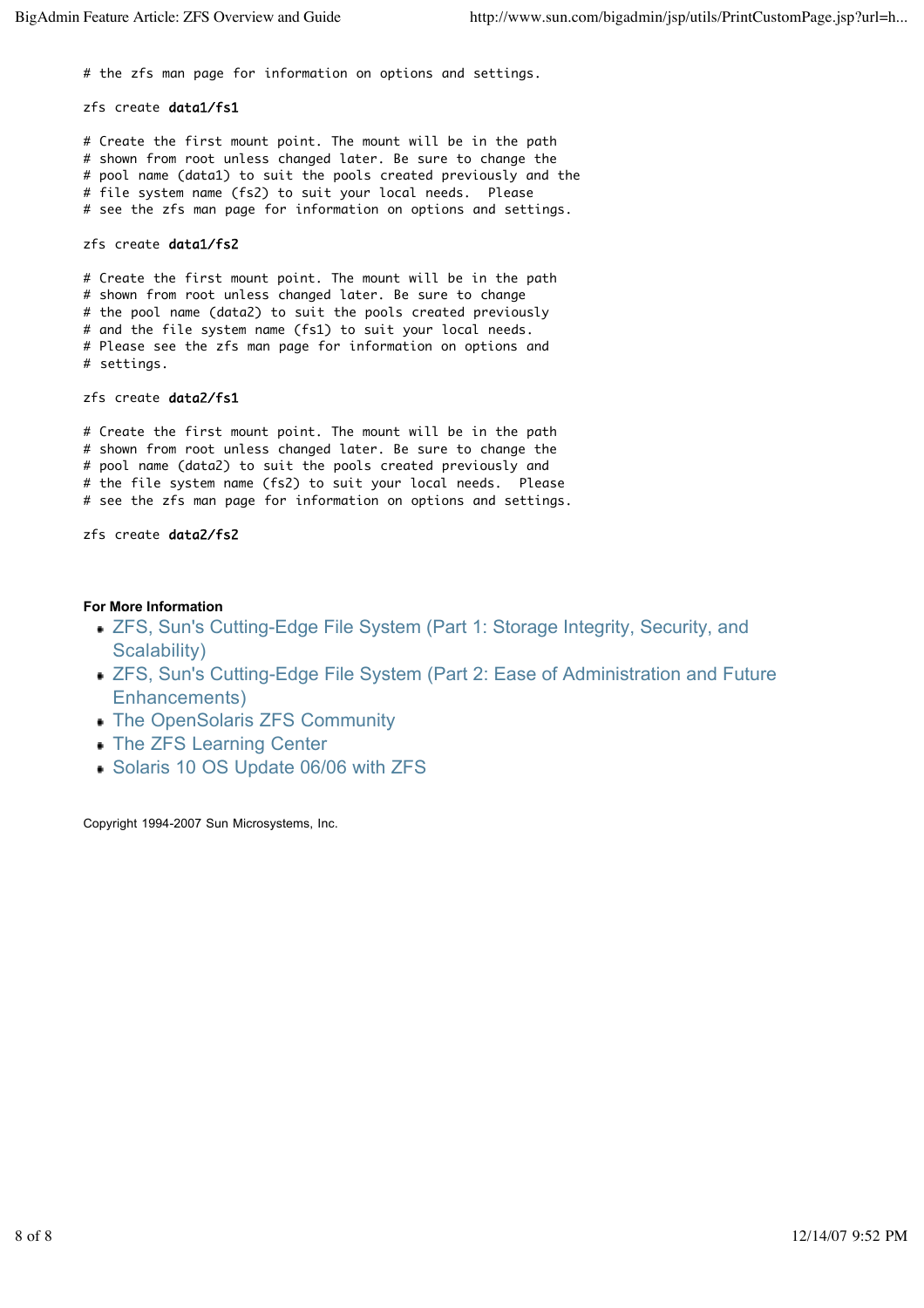```
# the zfs man page for information on options and settings.

zfs create data1/fs1

# Create the first mount point. The mount will be in the path
# shown from root unless changed later. Be sure to change the
# pool name (data1) to suit the pools created previously and the
# file system name (fs2) to suit your local needs.  Please
# see the zfs man page for information on options and settings.

zfs create data1/fs2

# Create the first mount point. The mount will be in the path
# shown from root unless changed later. Be sure to change
# the pool name (data2) to suit the pools created previously
# and the file system name (fs1) to suit your local needs.
# Please see the zfs man page for information on options and
# settings.

zfs create data2/fs1

# Create the first mount point. The mount will be in the path
# shown from root unless changed later. Be sure to change the
# pool name (data2) to suit the pools created previously and
# the file system name (fs2) to suit your local needs.  Please
# see the zfs man page for information on options and settings.

zfs create data2/fs2
```

**For More Information**

- ZFS, Sun's Cutting-Edge File System (Part 1: Storage Integrity, Security, and Scalability)
- ZFS, Sun's Cutting-Edge File System (Part 2: Ease of Administration and Future Enhancements)
- The OpenSolaris ZFS Community
- The ZFS Learning Center
- Solaris 10 OS Update 06/06 with ZFS

Copyright 1994-2007 Sun Microsystems, Inc.